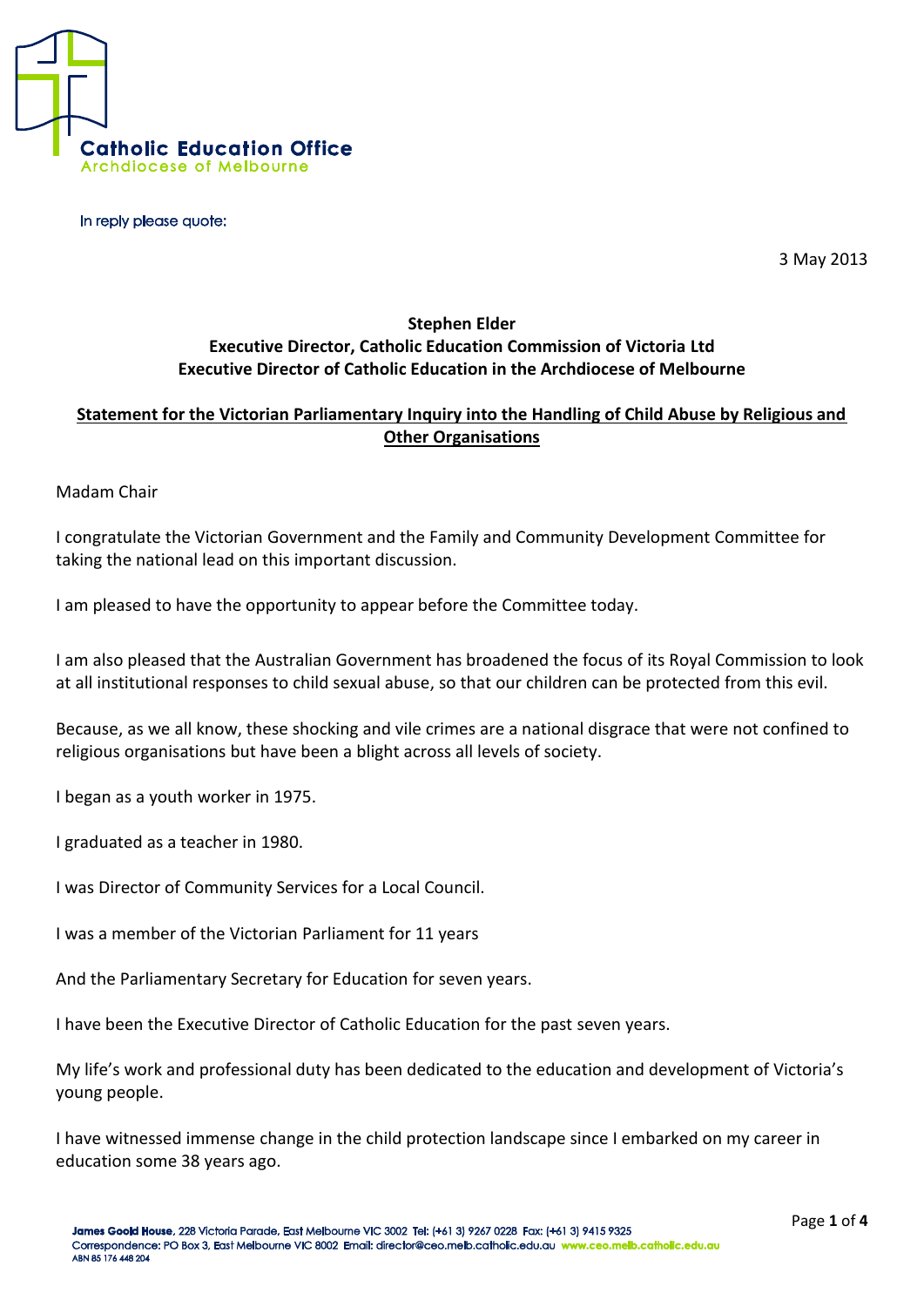**Catholic Education Office**
Archdiocese of Melbourne

In reply please quote:

3 May 2013

**Stephen Elder**
**Executive Director, Catholic Education Commission of Victoria Ltd**
**Executive Director of Catholic Education in the Archdiocese of Melbourne**

**Statement for the Victorian Parliamentary Inquiry into the Handling of Child Abuse by Religious and Other Organisations**

Madam Chair

I congratulate the Victorian Government and the Family and Community Development Committee for taking the national lead on this important discussion.

I am pleased to have the opportunity to appear before the Committee today.

I am also pleased that the Australian Government has broadened the focus of its Royal Commission to look at all institutional responses to child sexual abuse, so that our children can be protected from this evil.

Because, as we all know, these shocking and vile crimes are a national disgrace that were not confined to religious organisations but have been a blight across all levels of society.

I began as a youth worker in 1975.

I graduated as a teacher in 1980.

I was Director of Community Services for a Local Council.

I was a member of the Victorian Parliament for 11 years

And the Parliamentary Secretary for Education for seven years.

I have been the Executive Director of Catholic Education for the past seven years.

My life's work and professional duty has been dedicated to the education and development of Victoria's young people.

I have witnessed immense change in the child protection landscape since I embarked on my career in education some 38 years ago.

James Goold House, 228 Victoria Parade, East Melbourne VIC 3002 Tel: (+61 3) 9267 0228 Fax: (+61 3) 9415 9325
Correspondence: PO Box 3, East Melbourne VIC 8002 Email: director@ceo.melb.catholic.edu.au www.ceo.melb.catholic.edu.au
ABN 85 176 448 204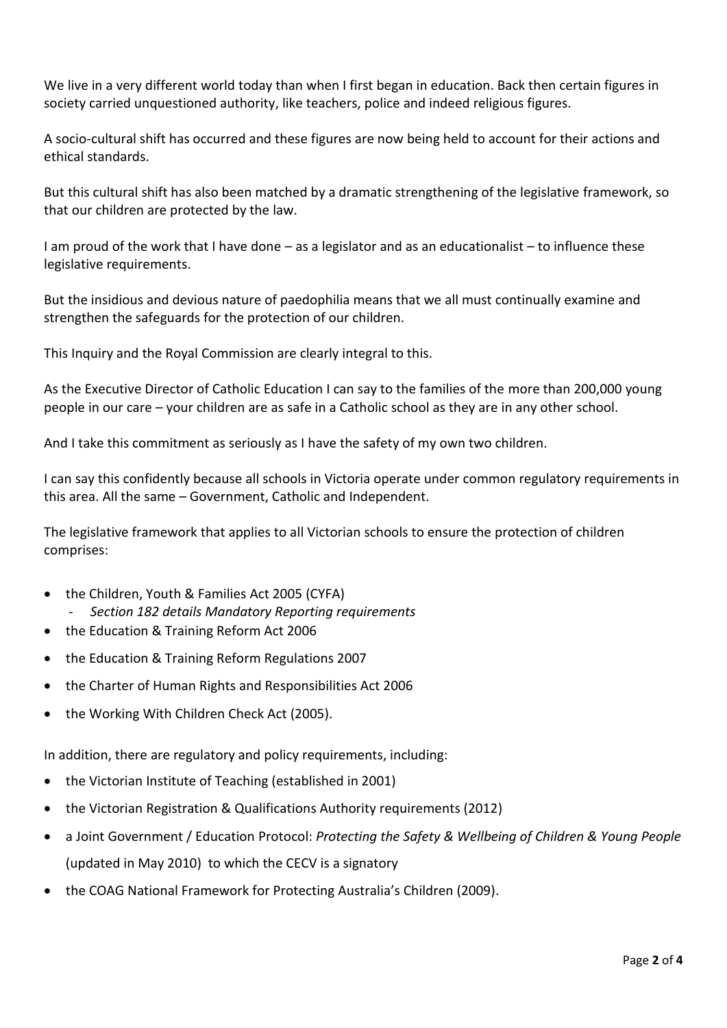We live in a very different world today than when I first began in education. Back then certain figures in society carried unquestioned authority, like teachers, police and indeed religious figures.

A socio-cultural shift has occurred and these figures are now being held to account for their actions and ethical standards.

But this cultural shift has also been matched by a dramatic strengthening of the legislative framework, so that our children are protected by the law.

I am proud of the work that I have done – as a legislator and as an educationalist – to influence these legislative requirements.

But the insidious and devious nature of paedophilia means that we all must continually examine and strengthen the safeguards for the protection of our children.

This Inquiry and the Royal Commission are clearly integral to this.

As the Executive Director of Catholic Education I can say to the families of the more than 200,000 young people in our care – your children are as safe in a Catholic school as they are in any other school.

And I take this commitment as seriously as I have the safety of my own two children.

I can say this confidently because all schools in Victoria operate under common regulatory requirements in this area. All the same – Government, Catholic and Independent.

The legislative framework that applies to all Victorian schools to ensure the protection of children comprises:

- the Children, Youth & Families Act 2005 (CYFA)
  - *Section 182 details Mandatory Reporting requirements*
- the Education & Training Reform Act 2006
- the Education & Training Reform Regulations 2007
- the Charter of Human Rights and Responsibilities Act 2006
- the Working With Children Check Act (2005).

In addition, there are regulatory and policy requirements, including:

- the Victorian Institute of Teaching (established in 2001)
- the Victorian Registration & Qualifications Authority requirements (2012)
- a Joint Government / Education Protocol: *Protecting the Safety & Wellbeing of Children & Young People* (updated in May 2010) to which the CECV is a signatory
- the COAG National Framework for Protecting Australia's Children (2009).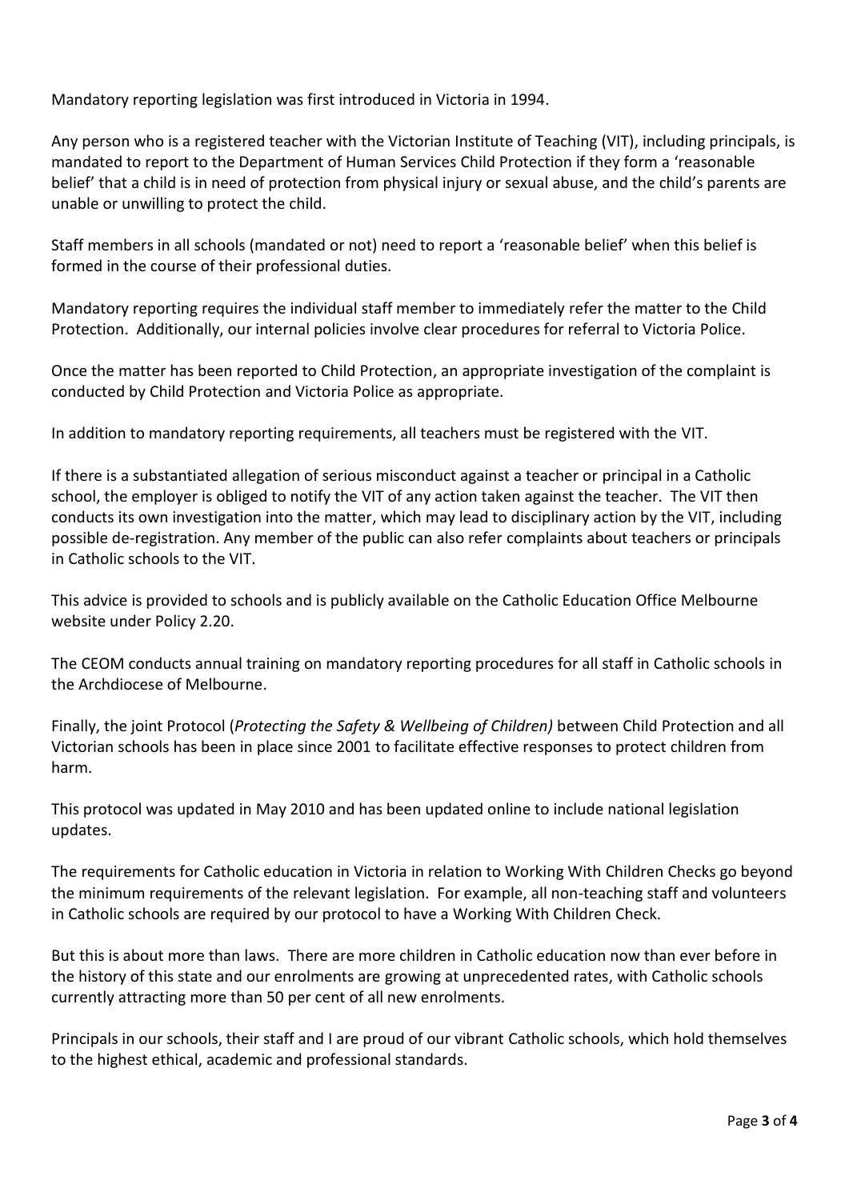Mandatory reporting legislation was first introduced in Victoria in 1994.

Any person who is a registered teacher with the Victorian Institute of Teaching (VIT), including principals, is mandated to report to the Department of Human Services Child Protection if they form a 'reasonable belief' that a child is in need of protection from physical injury or sexual abuse, and the child's parents are unable or unwilling to protect the child.

Staff members in all schools (mandated or not) need to report a 'reasonable belief' when this belief is formed in the course of their professional duties.

Mandatory reporting requires the individual staff member to immediately refer the matter to the Child Protection. Additionally, our internal policies involve clear procedures for referral to Victoria Police.

Once the matter has been reported to Child Protection, an appropriate investigation of the complaint is conducted by Child Protection and Victoria Police as appropriate.

In addition to mandatory reporting requirements, all teachers must be registered with the VIT.

If there is a substantiated allegation of serious misconduct against a teacher or principal in a Catholic school, the employer is obliged to notify the VIT of any action taken against the teacher. The VIT then conducts its own investigation into the matter, which may lead to disciplinary action by the VIT, including possible de-registration. Any member of the public can also refer complaints about teachers or principals in Catholic schools to the VIT.

This advice is provided to schools and is publicly available on the Catholic Education Office Melbourne website under Policy 2.20.

The CEOM conducts annual training on mandatory reporting procedures for all staff in Catholic schools in the Archdiocese of Melbourne.

Finally, the joint Protocol (*Protecting the Safety & Wellbeing of Children)* between Child Protection and all Victorian schools has been in place since 2001 to facilitate effective responses to protect children from harm.

This protocol was updated in May 2010 and has been updated online to include national legislation updates.

The requirements for Catholic education in Victoria in relation to Working With Children Checks go beyond the minimum requirements of the relevant legislation. For example, all non-teaching staff and volunteers in Catholic schools are required by our protocol to have a Working With Children Check.

But this is about more than laws. There are more children in Catholic education now than ever before in the history of this state and our enrolments are growing at unprecedented rates, with Catholic schools currently attracting more than 50 per cent of all new enrolments.

Principals in our schools, their staff and I are proud of our vibrant Catholic schools, which hold themselves to the highest ethical, academic and professional standards.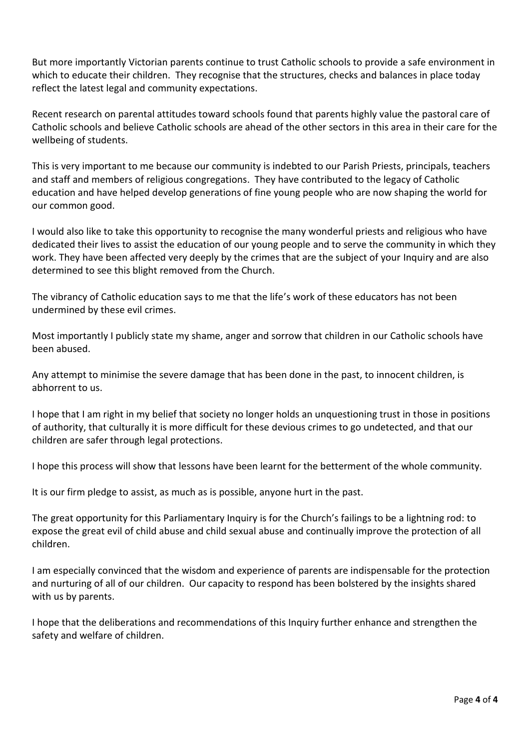But more importantly Victorian parents continue to trust Catholic schools to provide a safe environment in which to educate their children. They recognise that the structures, checks and balances in place today reflect the latest legal and community expectations.

Recent research on parental attitudes toward schools found that parents highly value the pastoral care of Catholic schools and believe Catholic schools are ahead of the other sectors in this area in their care for the wellbeing of students.

This is very important to me because our community is indebted to our Parish Priests, principals, teachers and staff and members of religious congregations. They have contributed to the legacy of Catholic education and have helped develop generations of fine young people who are now shaping the world for our common good.

I would also like to take this opportunity to recognise the many wonderful priests and religious who have dedicated their lives to assist the education of our young people and to serve the community in which they work. They have been affected very deeply by the crimes that are the subject of your Inquiry and are also determined to see this blight removed from the Church.

The vibrancy of Catholic education says to me that the life's work of these educators has not been undermined by these evil crimes.

Most importantly I publicly state my shame, anger and sorrow that children in our Catholic schools have been abused.

Any attempt to minimise the severe damage that has been done in the past, to innocent children, is abhorrent to us.

I hope that I am right in my belief that society no longer holds an unquestioning trust in those in positions of authority, that culturally it is more difficult for these devious crimes to go undetected, and that our children are safer through legal protections.

I hope this process will show that lessons have been learnt for the betterment of the whole community.

It is our firm pledge to assist, as much as is possible, anyone hurt in the past.

The great opportunity for this Parliamentary Inquiry is for the Church's failings to be a lightning rod: to expose the great evil of child abuse and child sexual abuse and continually improve the protection of all children.

I am especially convinced that the wisdom and experience of parents are indispensable for the protection and nurturing of all of our children. Our capacity to respond has been bolstered by the insights shared with us by parents.

I hope that the deliberations and recommendations of this Inquiry further enhance and strengthen the safety and welfare of children.